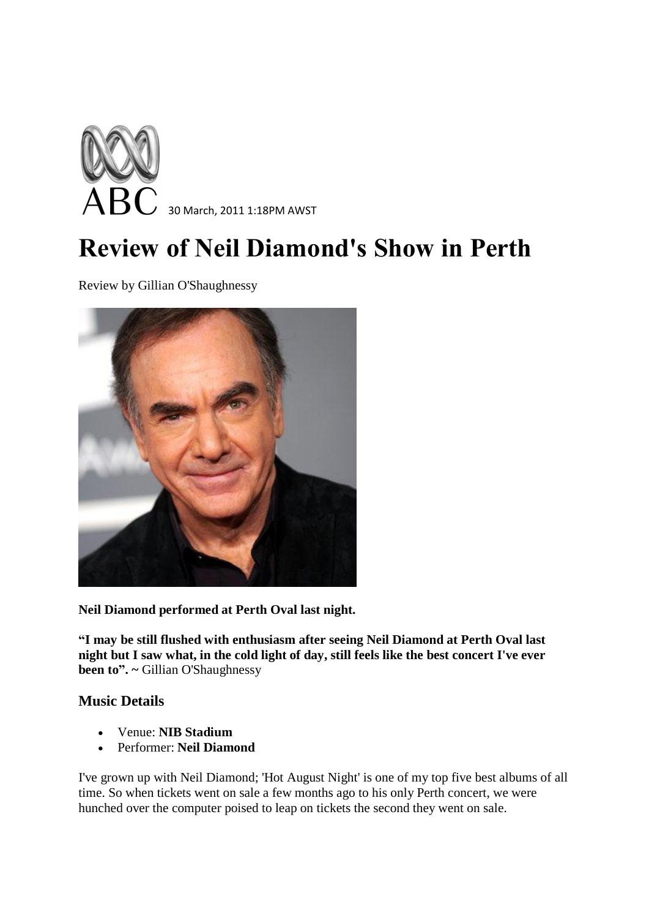ABC 30 March, 2011 1:18PM AWST

# Review of Neil Diamond's Show in Perth

Review by Gillian O'Shaughnessy

**Neil Diamond performed at Perth Oval last night.**

**"I may be still flushed with enthusiasm after seeing Neil Diamond at Perth Oval last night but I saw what, in the cold light of day, still feels like the best concert I've ever been to". ~** Gillian O'Shaughnessy

### Music Details

- Venue: **NIB Stadium**
- Performer: **Neil Diamond**

I've grown up with Neil Diamond; 'Hot August Night' is one of my top five best albums of all time. So when tickets went on sale a few months ago to his only Perth concert, we were hunched over the computer poised to leap on tickets the second they went on sale.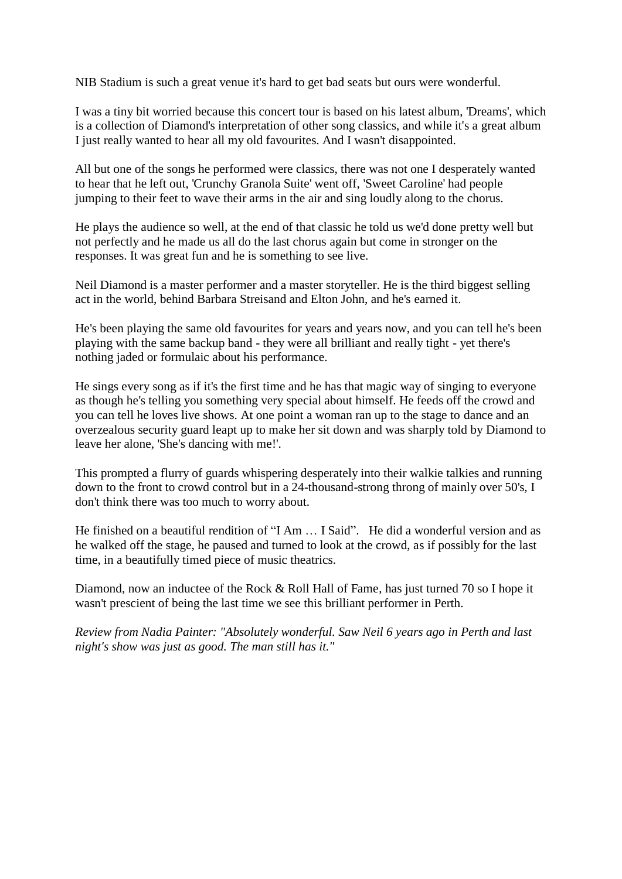NIB Stadium is such a great venue it's hard to get bad seats but ours were wonderful.

I was a tiny bit worried because this concert tour is based on his latest album, 'Dreams', which is a collection of Diamond's interpretation of other song classics, and while it's a great album I just really wanted to hear all my old favourites. And I wasn't disappointed.

All but one of the songs he performed were classics, there was not one I desperately wanted to hear that he left out, 'Crunchy Granola Suite' went off, 'Sweet Caroline' had people jumping to their feet to wave their arms in the air and sing loudly along to the chorus.

He plays the audience so well, at the end of that classic he told us we'd done pretty well but not perfectly and he made us all do the last chorus again but come in stronger on the responses. It was great fun and he is something to see live.

Neil Diamond is a master performer and a master storyteller. He is the third biggest selling act in the world, behind Barbara Streisand and Elton John, and he's earned it.

He's been playing the same old favourites for years and years now, and you can tell he's been playing with the same backup band - they were all brilliant and really tight - yet there's nothing jaded or formulaic about his performance.

He sings every song as if it's the first time and he has that magic way of singing to everyone as though he's telling you something very special about himself. He feeds off the crowd and you can tell he loves live shows. At one point a woman ran up to the stage to dance and an overzealous security guard leapt up to make her sit down and was sharply told by Diamond to leave her alone, 'She's dancing with me!'.

This prompted a flurry of guards whispering desperately into their walkie talkies and running down to the front to crowd control but in a 24-thousand-strong throng of mainly over 50's, I don't think there was too much to worry about.

He finished on a beautiful rendition of "I Am … I Said". He did a wonderful version and as he walked off the stage, he paused and turned to look at the crowd, as if possibly for the last time, in a beautifully timed piece of music theatrics.

Diamond, now an inductee of the Rock & Roll Hall of Fame, has just turned 70 so I hope it wasn't prescient of being the last time we see this brilliant performer in Perth.

*Review from Nadia Painter: "Absolutely wonderful. Saw Neil 6 years ago in Perth and last night's show was just as good. The man still has it."*